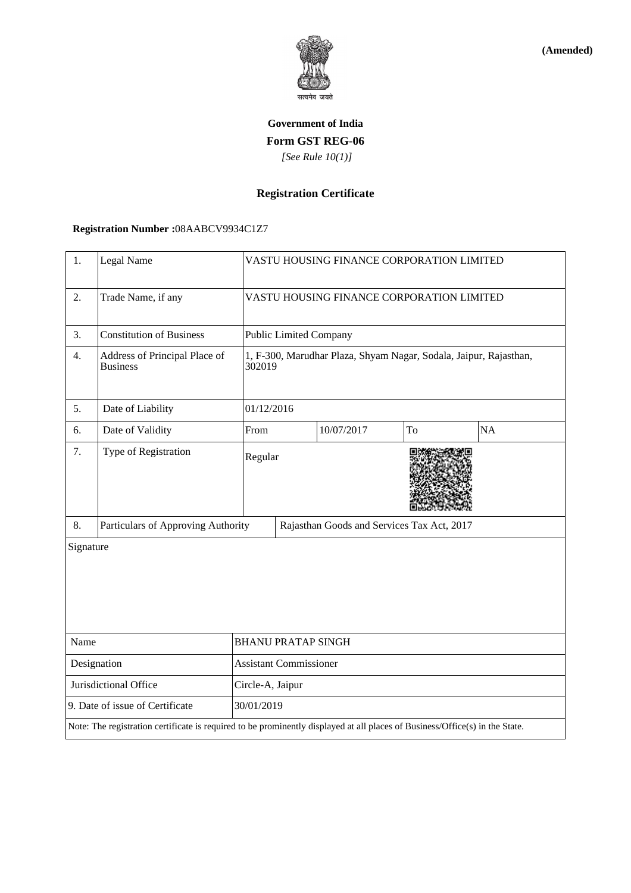**(Amended)**

सत्यमेव जयते

**Government of India**

**Form GST REG-06**

*[See Rule 10(1)]*

**Registration Certificate**

**Registration Number :**08AABCV9934C1Z7

| | | | | | | |
|---|---|---|---|---|---|---|
| 1. | Legal Name | VASTU HOUSING FINANCE CORPORATION LIMITED | | | | |
| 2. | Trade Name, if any | VASTU HOUSING FINANCE CORPORATION LIMITED | | | | |
| 3. | Constitution of Business | Public Limited Company | | | | |
| 4. | Address of Principal Place of Business | 1, F-300, Marudhar Plaza, Shyam Nagar, Sodala, Jaipur, Rajasthan, 302019 | | | | |
| 5. | Date of Liability | 01/12/2016 | | | | |
| 6. | Date of Validity | From | | 10/07/2017 | To | NA |
| 7. | Type of Registration | Regular | | | | |
| 8. | Particulars of Approving Authority | | Rajasthan Goods and Services Tax Act, 2017 | | | |

Signature

| | |
|---|---|
| Name | BHANU PRATAP SINGH |
| Designation | Assistant Commissioner |
| Jurisdictional Office | Circle-A, Jaipur |
| 9. Date of issue of Certificate | 30/01/2019 |

Note: The registration certificate is required to be prominently displayed at all places of Business/Office(s) in the State.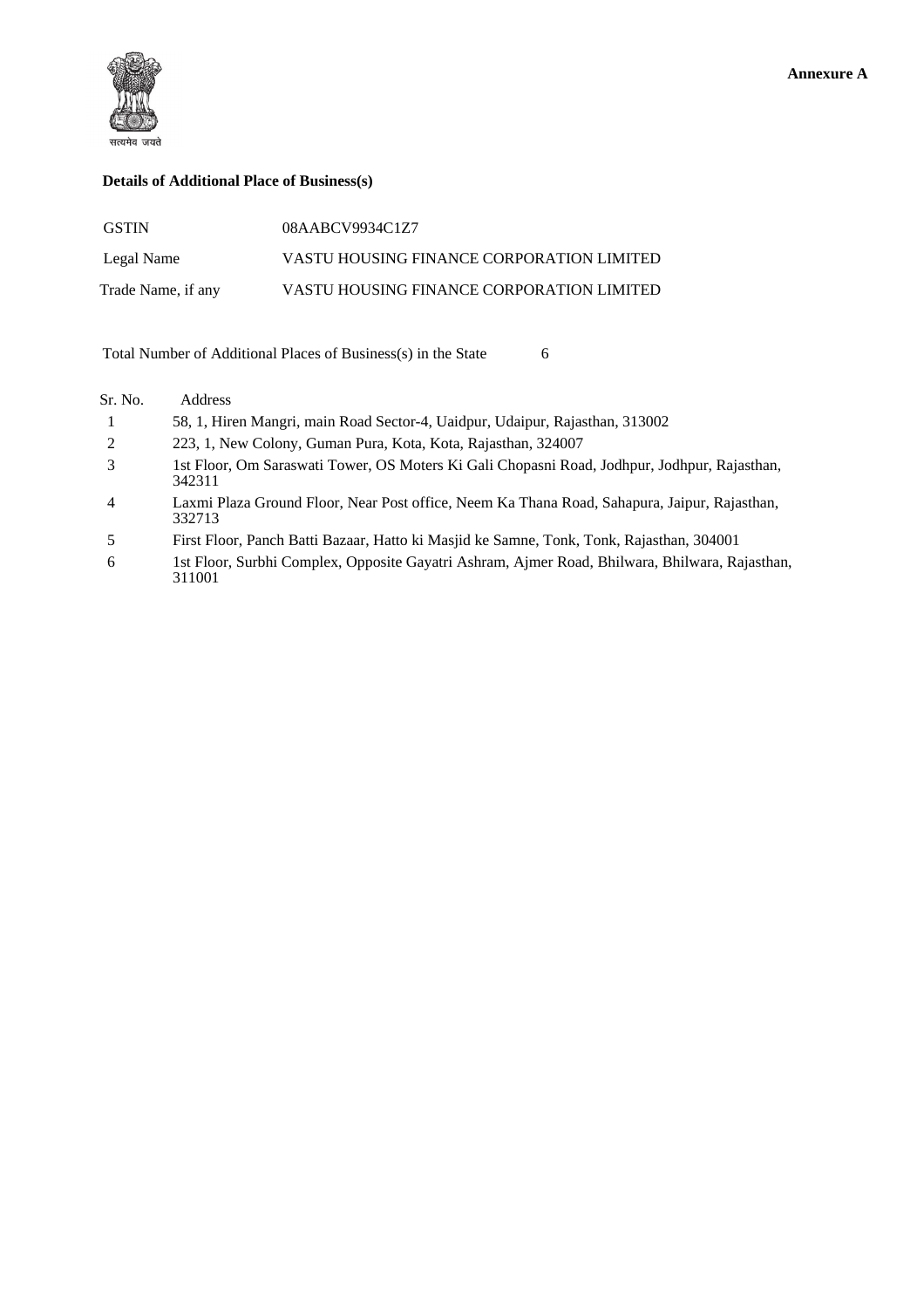सत्यमेव जयते

**Annexure A**

**Details of Additional Place of Business(s)**

| | |
|---|---|
| GSTIN | 08AABCV9934C1Z7 |
| Legal Name | VASTU HOUSING FINANCE CORPORATION LIMITED |
| Trade Name, if any | VASTU HOUSING FINANCE CORPORATION LIMITED |

Total Number of Additional Places of Business(s) in the State 6

| Sr. No. | Address |
|---|---|
| 1 | 58, 1, Hiren Mangri, main Road Sector-4, Uaidpur, Udaipur, Rajasthan, 313002 |
| 2 | 223, 1, New Colony, Guman Pura, Kota, Kota, Rajasthan, 324007 |
| 3 | 1st Floor, Om Saraswati Tower, OS Moters Ki Gali Chopasni Road, Jodhpur, Jodhpur, Rajasthan, 342311 |
| 4 | Laxmi Plaza Ground Floor, Near Post office, Neem Ka Thana Road, Sahapura, Jaipur, Rajasthan, 332713 |
| 5 | First Floor, Panch Batti Bazaar, Hatto ki Masjid ke Samne, Tonk, Tonk, Rajasthan, 304001 |
| 6 | 1st Floor, Surbhi Complex, Opposite Gayatri Ashram, Ajmer Road, Bhilwara, Bhilwara, Rajasthan, 311001 |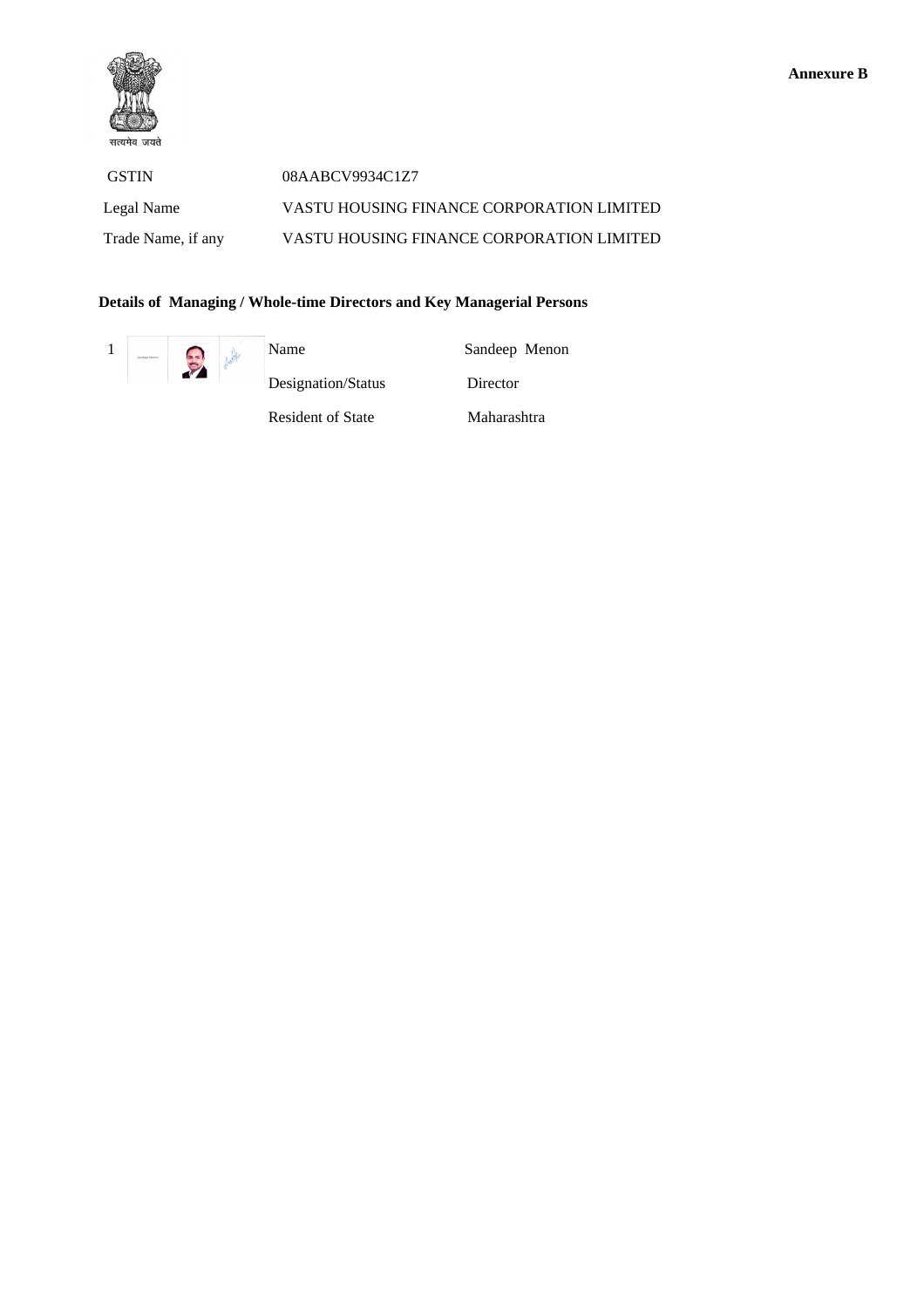**Annexure B**

सत्यमेव जयते

| | |
|---|---|
| GSTIN | 08AABCV9934C1Z7 |
| Legal Name | VASTU HOUSING FINANCE CORPORATION LIMITED |
| Trade Name, if any | VASTU HOUSING FINANCE CORPORATION LIMITED |

**Details of Managing / Whole-time Directors and Key Managerial Persons**

| | | |
|---|---|---|
| 1 | Name | Sandeep Menon |
| | Designation/Status | Director |
| | Resident of State | Maharashtra |